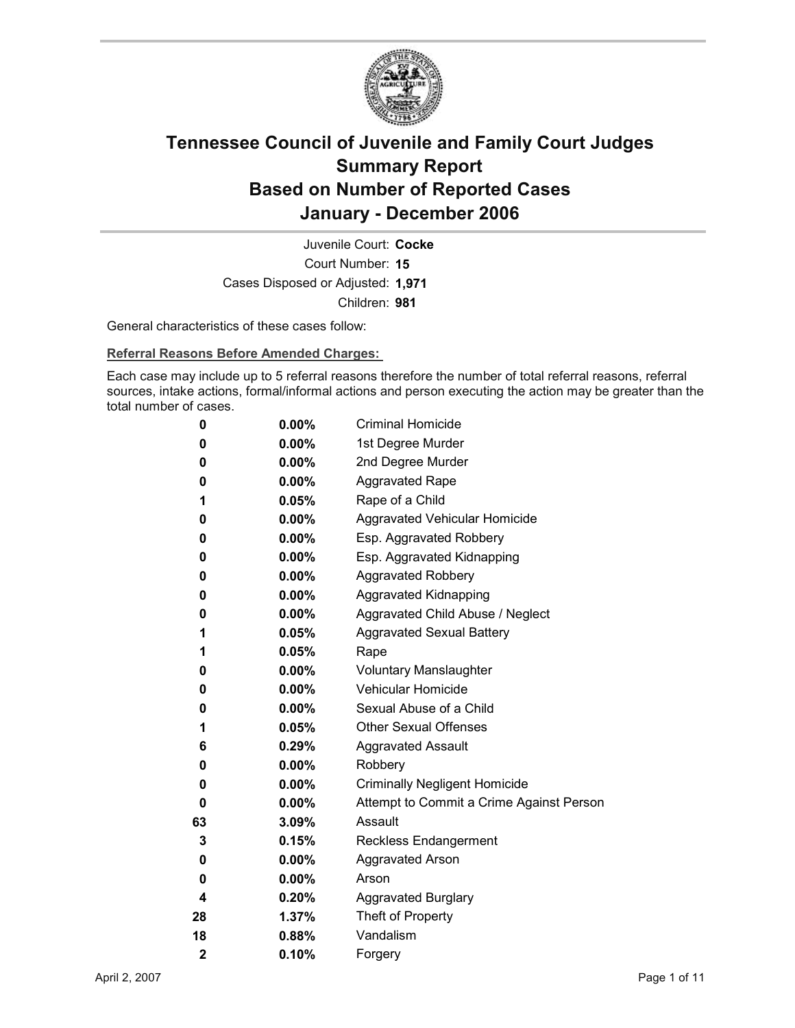# Tennessee Council of Juvenile and Family Court Judges
## Summary Report
## Based on Number of Reported Cases
## January - December 2006

Juvenile Court: **Cocke**
Court Number: **15**
Cases Disposed or Adjusted: **1,971**
Children: **981**

General characteristics of these cases follow:

**Referral Reasons Before Amended Charges:**

Each case may include up to 5 referral reasons therefore the number of total referral reasons, referral sources, intake actions, formal/informal actions and person executing the action may be greater than the total number of cases.

| Count | Percent | Referral Reason |
|---|---|---|
| 0 | 0.00% | Criminal Homicide |
| 0 | 0.00% | 1st Degree Murder |
| 0 | 0.00% | 2nd Degree Murder |
| 0 | 0.00% | Aggravated Rape |
| 1 | 0.05% | Rape of a Child |
| 0 | 0.00% | Aggravated Vehicular Homicide |
| 0 | 0.00% | Esp. Aggravated Robbery |
| 0 | 0.00% | Esp. Aggravated Kidnapping |
| 0 | 0.00% | Aggravated Robbery |
| 0 | 0.00% | Aggravated Kidnapping |
| 0 | 0.00% | Aggravated Child Abuse / Neglect |
| 1 | 0.05% | Aggravated Sexual Battery |
| 1 | 0.05% | Rape |
| 0 | 0.00% | Voluntary Manslaughter |
| 0 | 0.00% | Vehicular Homicide |
| 0 | 0.00% | Sexual Abuse of a Child |
| 1 | 0.05% | Other Sexual Offenses |
| 6 | 0.29% | Aggravated Assault |
| 0 | 0.00% | Robbery |
| 0 | 0.00% | Criminally Negligent Homicide |
| 0 | 0.00% | Attempt to Commit a Crime Against Person |
| 63 | 3.09% | Assault |
| 3 | 0.15% | Reckless Endangerment |
| 0 | 0.00% | Aggravated Arson |
| 0 | 0.00% | Arson |
| 4 | 0.20% | Aggravated Burglary |
| 28 | 1.37% | Theft of Property |
| 18 | 0.88% | Vandalism |
| 2 | 0.10% | Forgery |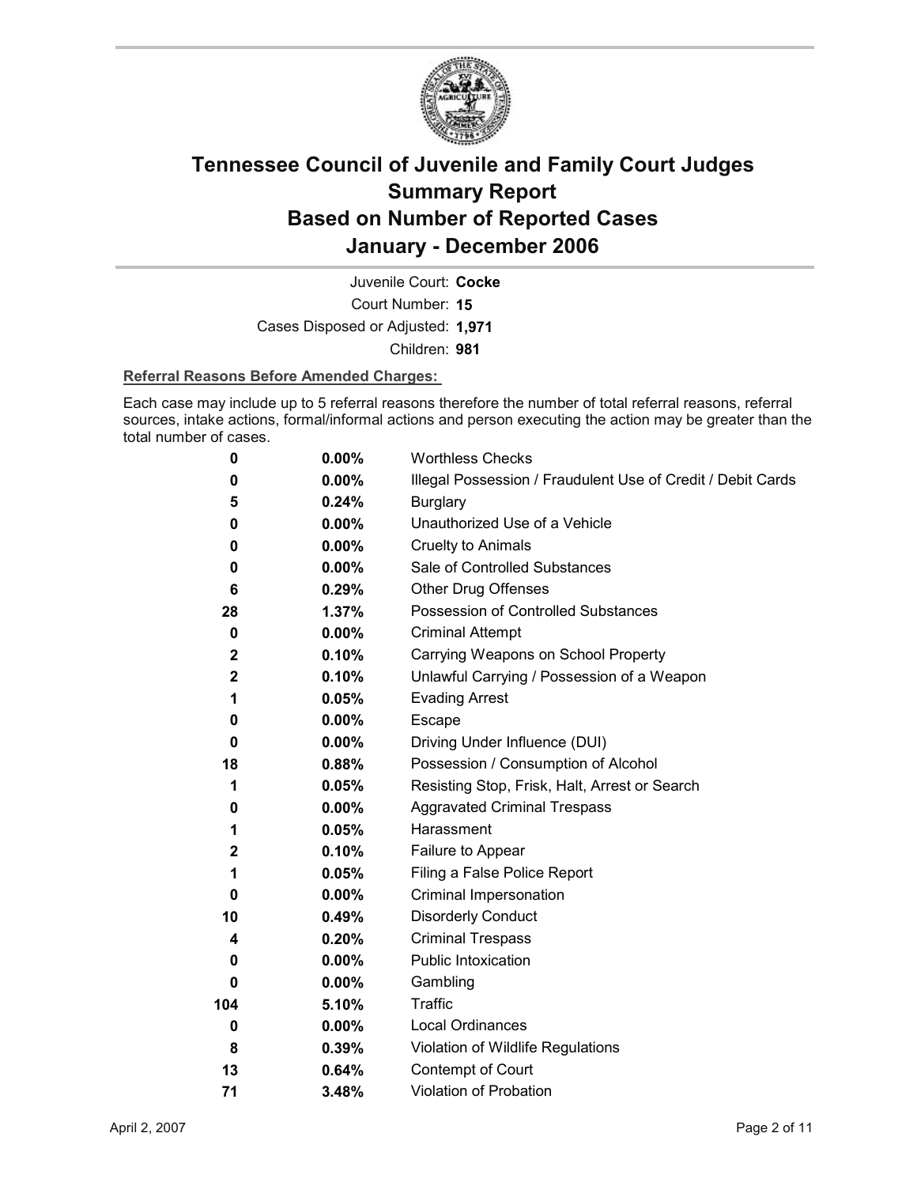# Tennessee Council of Juvenile and Family Court Judges
# Summary Report
# Based on Number of Reported Cases
# January - December 2006

Juvenile Court: **Cocke**
Court Number: **15**
Cases Disposed or Adjusted: **1,971**
Children: **981**

**Referral Reasons Before Amended Charges:**

Each case may include up to 5 referral reasons therefore the number of total referral reasons, referral sources, intake actions, formal/informal actions and person executing the action may be greater than the total number of cases.

| Count | Percent | Referral Reason |
|---|---|---|
| 0 | 0.00% | Worthless Checks |
| 0 | 0.00% | Illegal Possession / Fraudulent Use of Credit / Debit Cards |
| 5 | 0.24% | Burglary |
| 0 | 0.00% | Unauthorized Use of a Vehicle |
| 0 | 0.00% | Cruelty to Animals |
| 0 | 0.00% | Sale of Controlled Substances |
| 6 | 0.29% | Other Drug Offenses |
| 28 | 1.37% | Possession of Controlled Substances |
| 0 | 0.00% | Criminal Attempt |
| 2 | 0.10% | Carrying Weapons on School Property |
| 2 | 0.10% | Unlawful Carrying / Possession of a Weapon |
| 1 | 0.05% | Evading Arrest |
| 0 | 0.00% | Escape |
| 0 | 0.00% | Driving Under Influence (DUI) |
| 18 | 0.88% | Possession / Consumption of Alcohol |
| 1 | 0.05% | Resisting Stop, Frisk, Halt, Arrest or Search |
| 0 | 0.00% | Aggravated Criminal Trespass |
| 1 | 0.05% | Harassment |
| 2 | 0.10% | Failure to Appear |
| 1 | 0.05% | Filing a False Police Report |
| 0 | 0.00% | Criminal Impersonation |
| 10 | 0.49% | Disorderly Conduct |
| 4 | 0.20% | Criminal Trespass |
| 0 | 0.00% | Public Intoxication |
| 0 | 0.00% | Gambling |
| 104 | 5.10% | Traffic |
| 0 | 0.00% | Local Ordinances |
| 8 | 0.39% | Violation of Wildlife Regulations |
| 13 | 0.64% | Contempt of Court |
| 71 | 3.48% | Violation of Probation |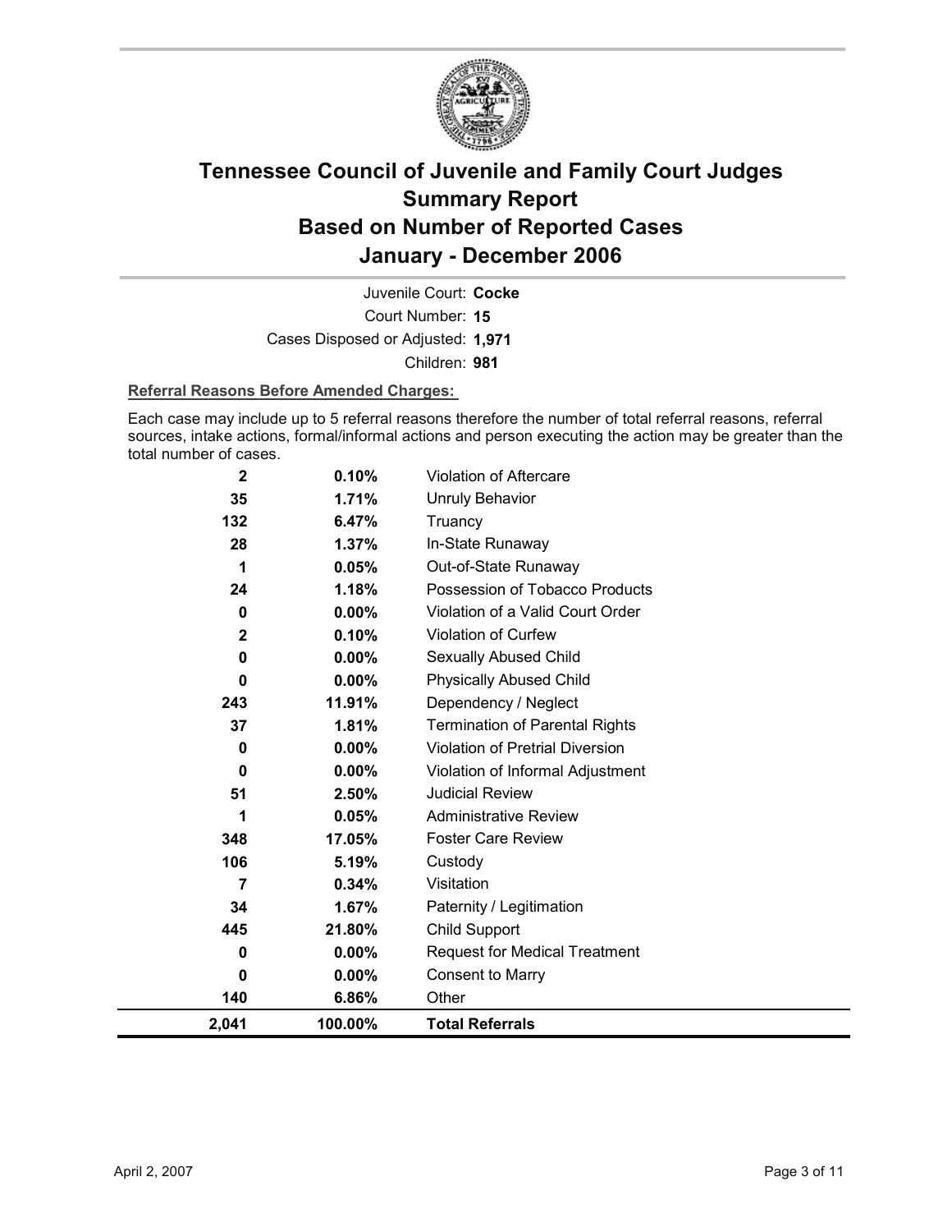# Tennessee Council of Juvenile and Family Court Judges
# Summary Report
# Based on Number of Reported Cases
# January - December 2006

Juvenile Court: **Cocke**

Court Number: **15**

Cases Disposed or Adjusted: **1,971**

Children: **981**

**Referral Reasons Before Amended Charges:**

Each case may include up to 5 referral reasons therefore the number of total referral reasons, referral sources, intake actions, formal/informal actions and person executing the action may be greater than the total number of cases.

| Count | Percent | Referral Reason |
|---|---|---|
| 2 | 0.10% | Violation of Aftercare |
| 35 | 1.71% | Unruly Behavior |
| 132 | 6.47% | Truancy |
| 28 | 1.37% | In-State Runaway |
| 1 | 0.05% | Out-of-State Runaway |
| 24 | 1.18% | Possession of Tobacco Products |
| 0 | 0.00% | Violation of a Valid Court Order |
| 2 | 0.10% | Violation of Curfew |
| 0 | 0.00% | Sexually Abused Child |
| 0 | 0.00% | Physically Abused Child |
| 243 | 11.91% | Dependency / Neglect |
| 37 | 1.81% | Termination of Parental Rights |
| 0 | 0.00% | Violation of Pretrial Diversion |
| 0 | 0.00% | Violation of Informal Adjustment |
| 51 | 2.50% | Judicial Review |
| 1 | 0.05% | Administrative Review |
| 348 | 17.05% | Foster Care Review |
| 106 | 5.19% | Custody |
| 7 | 0.34% | Visitation |
| 34 | 1.67% | Paternity / Legitimation |
| 445 | 21.80% | Child Support |
| 0 | 0.00% | Request for Medical Treatment |
| 0 | 0.00% | Consent to Marry |
| 140 | 6.86% | Other |
| **2,041** | **100.00%** | **Total Referrals** |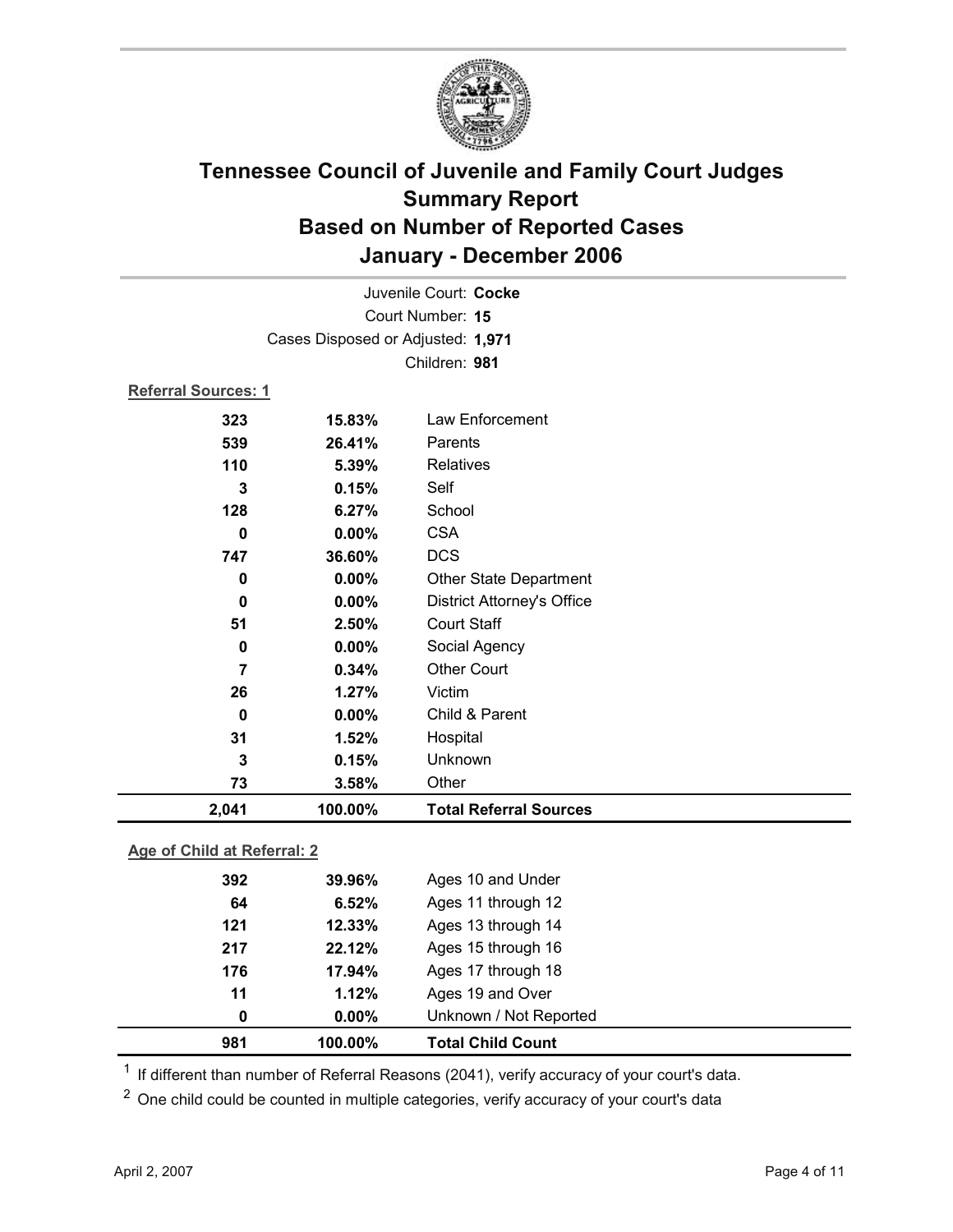# Tennessee Council of Juvenile and Family Court Judges
## Summary Report
## Based on Number of Reported Cases
## January - December 2006

Juvenile Court: **Cocke**
Court Number: **15**
Cases Disposed or Adjusted: **1,971**
Children: **981**

**Referral Sources: 1**

| Count | Percent | Source |
|---|---|---|
| 323 | 15.83% | Law Enforcement |
| 539 | 26.41% | Parents |
| 110 | 5.39% | Relatives |
| 3 | 0.15% | Self |
| 128 | 6.27% | School |
| 0 | 0.00% | CSA |
| 747 | 36.60% | DCS |
| 0 | 0.00% | Other State Department |
| 0 | 0.00% | District Attorney's Office |
| 51 | 2.50% | Court Staff |
| 0 | 0.00% | Social Agency |
| 7 | 0.34% | Other Court |
| 26 | 1.27% | Victim |
| 0 | 0.00% | Child & Parent |
| 31 | 1.52% | Hospital |
| 3 | 0.15% | Unknown |
| 73 | 3.58% | Other |
| **2,041** | **100.00%** | **Total Referral Sources** |

**Age of Child at Referral: 2**

| Count | Percent | Age |
|---|---|---|
| 392 | 39.96% | Ages 10 and Under |
| 64 | 6.52% | Ages 11 through 12 |
| 121 | 12.33% | Ages 13 through 14 |
| 217 | 22.12% | Ages 15 through 16 |
| 176 | 17.94% | Ages 17 through 18 |
| 11 | 1.12% | Ages 19 and Over |
| 0 | 0.00% | Unknown / Not Reported |
| **981** | **100.00%** | **Total Child Count** |

[1] If different than number of Referral Reasons (2041), verify accuracy of your court's data.

[2] One child could be counted in multiple categories, verify accuracy of your court's data

April 2, 2007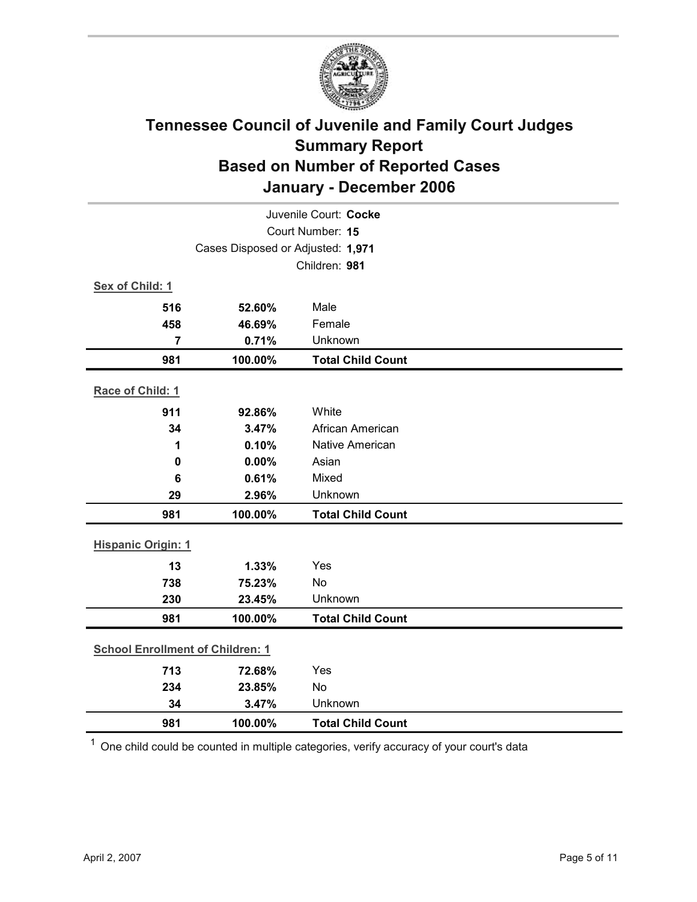# Tennessee Council of Juvenile and Family Court Judges
## Summary Report
## Based on Number of Reported Cases
## January - December 2006

Juvenile Court: **Cocke**
Court Number: **15**
Cases Disposed or Adjusted: **1,971**
Children: **981**

**Sex of Child: 1**

| Count | Percent | Category |
|---|---|---|
| 516 | 52.60% | Male |
| 458 | 46.69% | Female |
| 7 | 0.71% | Unknown |
| **981** | **100.00%** | **Total Child Count** |

**Race of Child: 1**

| Count | Percent | Category |
|---|---|---|
| 911 | 92.86% | White |
| 34 | 3.47% | African American |
| 1 | 0.10% | Native American |
| 0 | 0.00% | Asian |
| 6 | 0.61% | Mixed |
| 29 | 2.96% | Unknown |
| **981** | **100.00%** | **Total Child Count** |

**Hispanic Origin: 1**

| Count | Percent | Category |
|---|---|---|
| 13 | 1.33% | Yes |
| 738 | 75.23% | No |
| 230 | 23.45% | Unknown |
| **981** | **100.00%** | **Total Child Count** |

**School Enrollment of Children: 1**

| Count | Percent | Category |
|---|---|---|
| 713 | 72.68% | Yes |
| 234 | 23.85% | No |
| 34 | 3.47% | Unknown |
| **981** | **100.00%** | **Total Child Count** |

[1] One child could be counted in multiple categories, verify accuracy of your court's data

April 2, 2007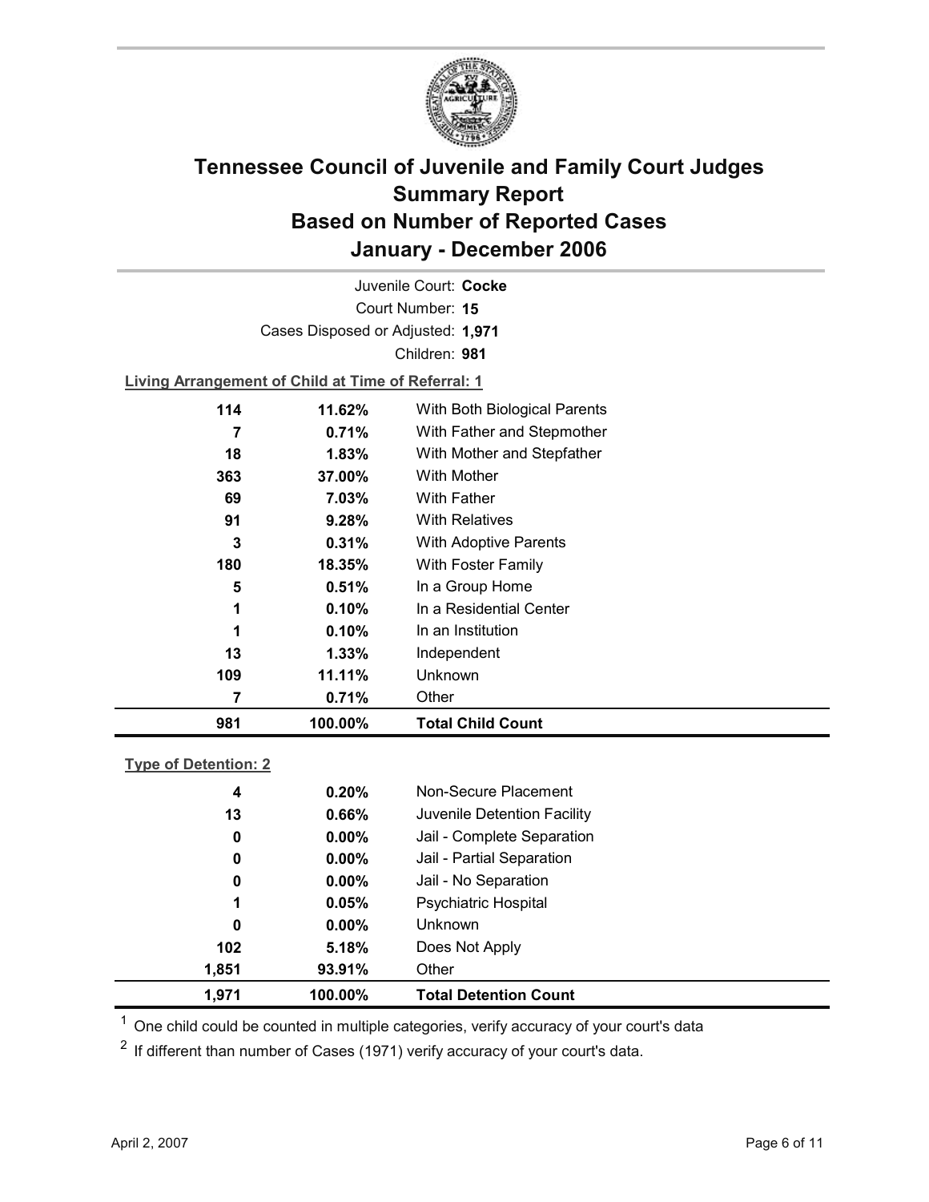# Tennessee Council of Juvenile and Family Court Judges
## Summary Report
## Based on Number of Reported Cases
## January - December 2006

Juvenile Court: **Cocke**
Court Number: **15**
Cases Disposed or Adjusted: **1,971**
Children: **981**

**Living Arrangement of Child at Time of Referral: 1**

| Count | Percent | Category |
|---|---|---|
| 114 | 11.62% | With Both Biological Parents |
| 7 | 0.71% | With Father and Stepmother |
| 18 | 1.83% | With Mother and Stepfather |
| 363 | 37.00% | With Mother |
| 69 | 7.03% | With Father |
| 91 | 9.28% | With Relatives |
| 3 | 0.31% | With Adoptive Parents |
| 180 | 18.35% | With Foster Family |
| 5 | 0.51% | In a Group Home |
| 1 | 0.10% | In a Residential Center |
| 1 | 0.10% | In an Institution |
| 13 | 1.33% | Independent |
| 109 | 11.11% | Unknown |
| 7 | 0.71% | Other |
| **981** | **100.00%** | **Total Child Count** |

**Type of Detention: 2**

| Count | Percent | Category |
|---|---|---|
| 4 | 0.20% | Non-Secure Placement |
| 13 | 0.66% | Juvenile Detention Facility |
| 0 | 0.00% | Jail - Complete Separation |
| 0 | 0.00% | Jail - Partial Separation |
| 0 | 0.00% | Jail - No Separation |
| 1 | 0.05% | Psychiatric Hospital |
| 0 | 0.00% | Unknown |
| 102 | 5.18% | Does Not Apply |
| 1,851 | 93.91% | Other |
| **1,971** | **100.00%** | **Total Detention Count** |

[1] One child could be counted in multiple categories, verify accuracy of your court's data

[2] If different than number of Cases (1971) verify accuracy of your court's data.

April 2, 2007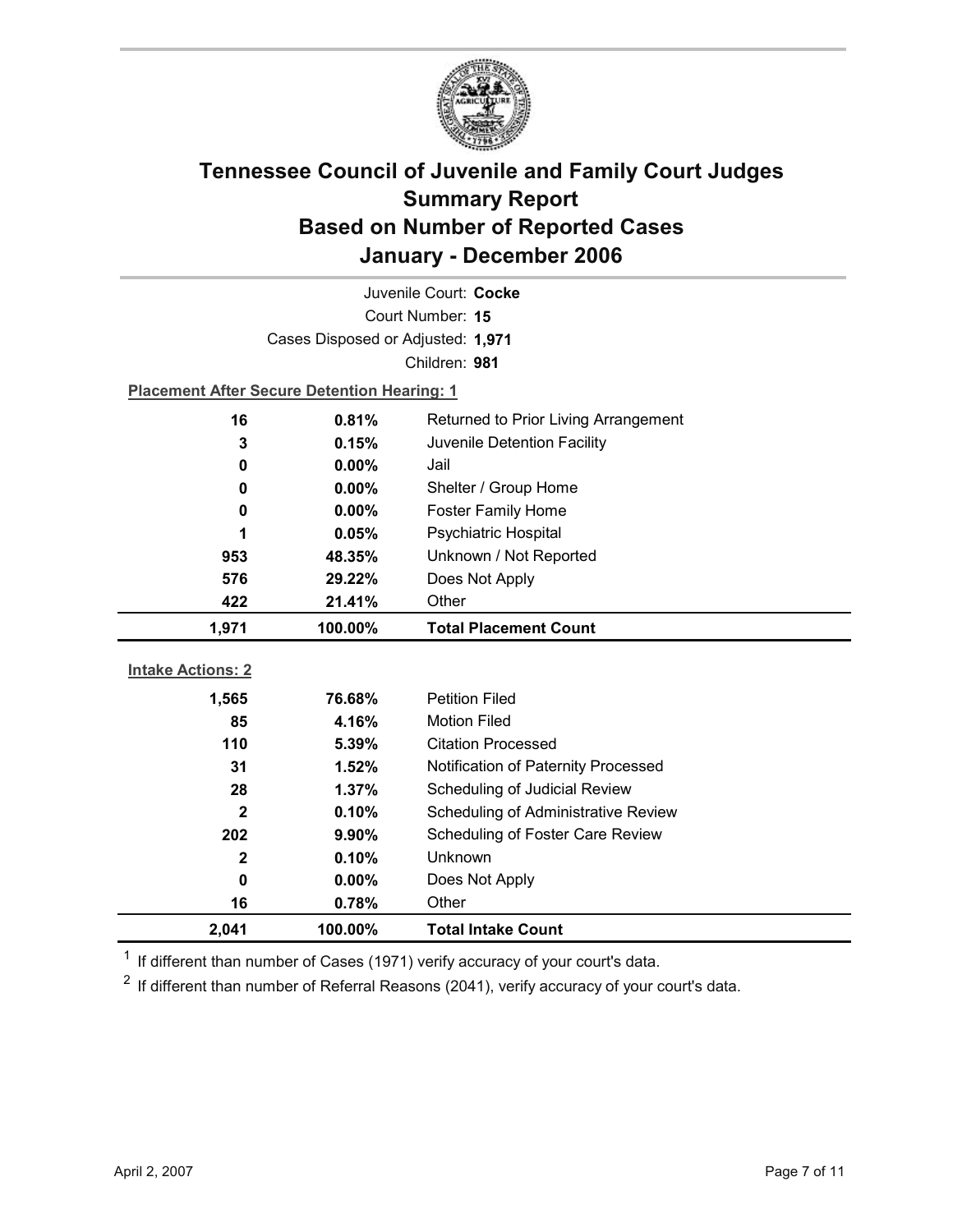# Tennessee Council of Juvenile and Family Court Judges
## Summary Report
## Based on Number of Reported Cases
## January - December 2006

Juvenile Court: **Cocke**

Court Number: **15**

Cases Disposed or Adjusted: **1,971**

Children: **981**

**Placement After Secure Detention Hearing: 1**

| Count | Percent | Placement |
|---|---|---|
| 16 | 0.81% | Returned to Prior Living Arrangement |
| 3 | 0.15% | Juvenile Detention Facility |
| 0 | 0.00% | Jail |
| 0 | 0.00% | Shelter / Group Home |
| 0 | 0.00% | Foster Family Home |
| 1 | 0.05% | Psychiatric Hospital |
| 953 | 48.35% | Unknown / Not Reported |
| 576 | 29.22% | Does Not Apply |
| 422 | 21.41% | Other |
| **1,971** | **100.00%** | **Total Placement Count** |

**Intake Actions: 2**

| Count | Percent | Intake Action |
|---|---|---|
| 1,565 | 76.68% | Petition Filed |
| 85 | 4.16% | Motion Filed |
| 110 | 5.39% | Citation Processed |
| 31 | 1.52% | Notification of Paternity Processed |
| 28 | 1.37% | Scheduling of Judicial Review |
| 2 | 0.10% | Scheduling of Administrative Review |
| 202 | 9.90% | Scheduling of Foster Care Review |
| 2 | 0.10% | Unknown |
| 0 | 0.00% | Does Not Apply |
| 16 | 0.78% | Other |
| **2,041** | **100.00%** | **Total Intake Count** |

[1] If different than number of Cases (1971) verify accuracy of your court's data.

[2] If different than number of Referral Reasons (2041), verify accuracy of your court's data.

April 2, 2007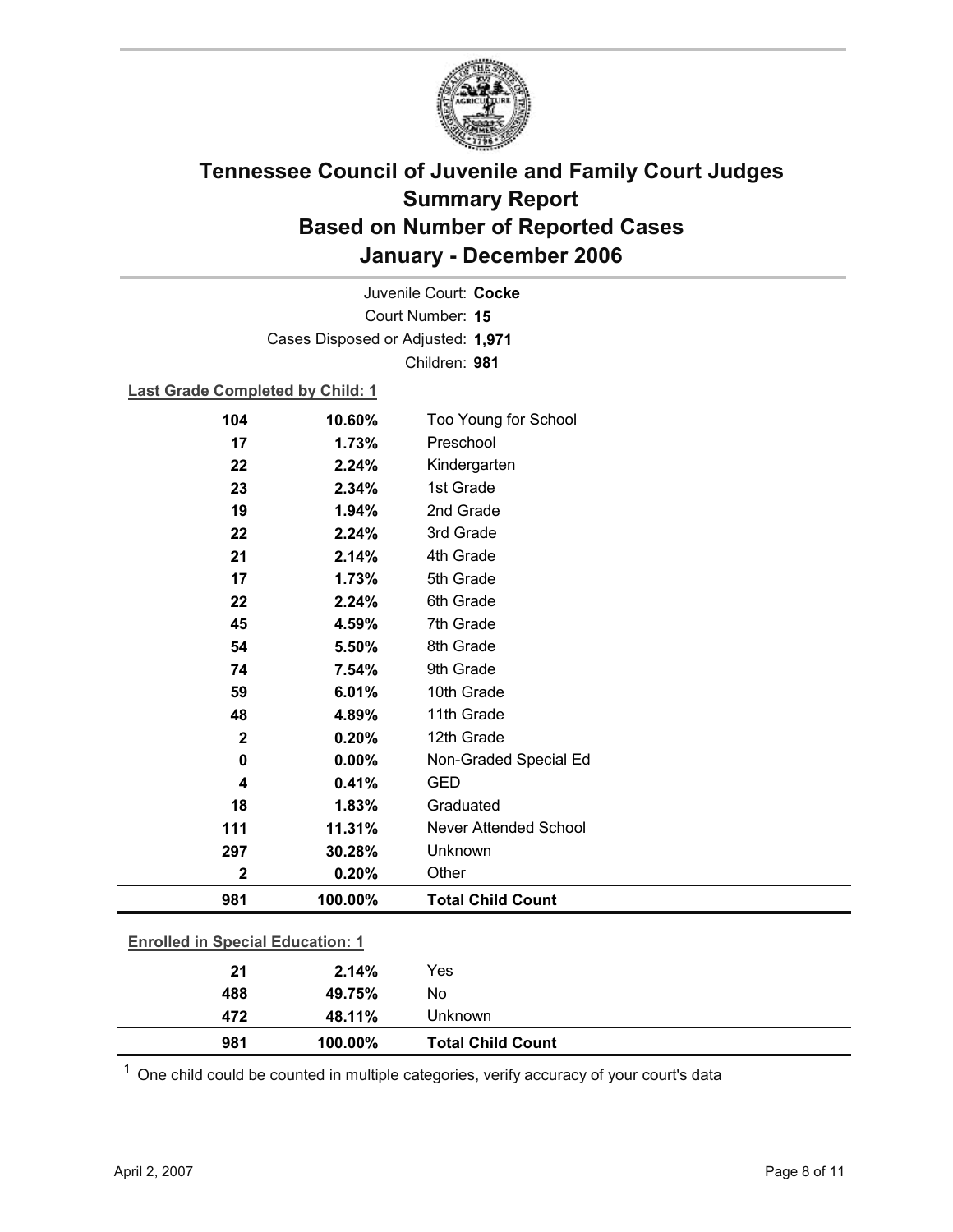# Tennessee Council of Juvenile and Family Court Judges
## Summary Report
## Based on Number of Reported Cases
## January - December 2006

Juvenile Court: **Cocke**

Court Number: **15**

Cases Disposed or Adjusted: **1,971**

Children: **981**

**Last Grade Completed by Child: 1**

| Count | Percent | Category |
|---|---|---|
| 104 | 10.60% | Too Young for School |
| 17 | 1.73% | Preschool |
| 22 | 2.24% | Kindergarten |
| 23 | 2.34% | 1st Grade |
| 19 | 1.94% | 2nd Grade |
| 22 | 2.24% | 3rd Grade |
| 21 | 2.14% | 4th Grade |
| 17 | 1.73% | 5th Grade |
| 22 | 2.24% | 6th Grade |
| 45 | 4.59% | 7th Grade |
| 54 | 5.50% | 8th Grade |
| 74 | 7.54% | 9th Grade |
| 59 | 6.01% | 10th Grade |
| 48 | 4.89% | 11th Grade |
| 2 | 0.20% | 12th Grade |
| 0 | 0.00% | Non-Graded Special Ed |
| 4 | 0.41% | GED |
| 18 | 1.83% | Graduated |
| 111 | 11.31% | Never Attended School |
| 297 | 30.28% | Unknown |
| 2 | 0.20% | Other |
| **981** | **100.00%** | **Total Child Count** |

**Enrolled in Special Education: 1**

| Count | Percent | Category |
|---|---|---|
| 21 | 2.14% | Yes |
| 488 | 49.75% | No |
| 472 | 48.11% | Unknown |
| **981** | **100.00%** | **Total Child Count** |

[1] One child could be counted in multiple categories, verify accuracy of your court's data

April 2, 2007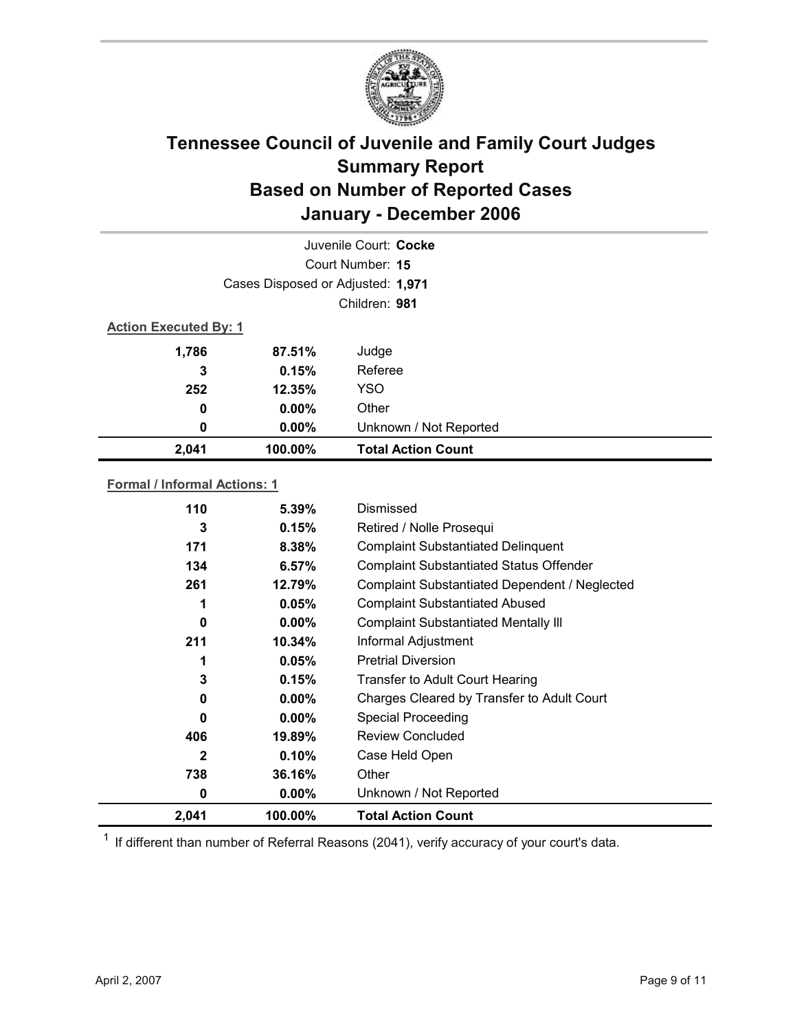# Tennessee Council of Juvenile and Family Court Judges
## Summary Report
## Based on Number of Reported Cases
## January - December 2006

Juvenile Court: **Cocke**
Court Number: **15**
Cases Disposed or Adjusted: **1,971**
Children: **981**

**Action Executed By: 1**

| | | |
|---|---|---|
| 1,786 | 87.51% | Judge |
| 3 | 0.15% | Referee |
| 252 | 12.35% | YSO |
| 0 | 0.00% | Other |
| 0 | 0.00% | Unknown / Not Reported |
| **2,041** | **100.00%** | **Total Action Count** |

**Formal / Informal Actions: 1**

| | | |
|---|---|---|
| 110 | 5.39% | Dismissed |
| 3 | 0.15% | Retired / Nolle Prosequi |
| 171 | 8.38% | Complaint Substantiated Delinquent |
| 134 | 6.57% | Complaint Substantiated Status Offender |
| 261 | 12.79% | Complaint Substantiated Dependent / Neglected |
| 1 | 0.05% | Complaint Substantiated Abused |
| 0 | 0.00% | Complaint Substantiated Mentally Ill |
| 211 | 10.34% | Informal Adjustment |
| 1 | 0.05% | Pretrial Diversion |
| 3 | 0.15% | Transfer to Adult Court Hearing |
| 0 | 0.00% | Charges Cleared by Transfer to Adult Court |
| 0 | 0.00% | Special Proceeding |
| 406 | 19.89% | Review Concluded |
| 2 | 0.10% | Case Held Open |
| 738 | 36.16% | Other |
| 0 | 0.00% | Unknown / Not Reported |
| **2,041** | **100.00%** | **Total Action Count** |

[1] If different than number of Referral Reasons (2041), verify accuracy of your court's data.

April 2, 2007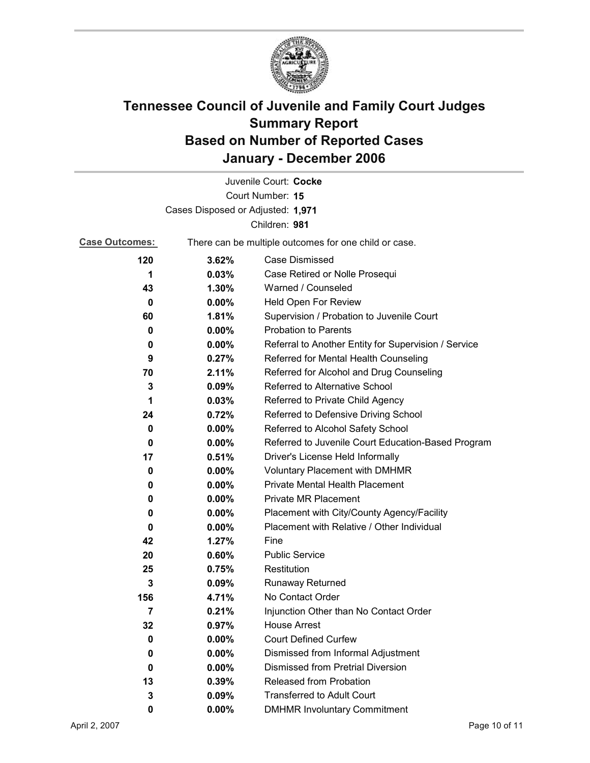# Tennessee Council of Juvenile and Family Court Judges Summary Report Based on Number of Reported Cases January - December 2006

Juvenile Court: **Cocke**

Court Number: **15**

Cases Disposed or Adjusted: **1,971**

Children: **981**

**Case Outcomes:** There can be multiple outcomes for one child or case.

| Count | Percent | Outcome |
|---|---|---|
| 120 | 3.62% | Case Dismissed |
| 1 | 0.03% | Case Retired or Nolle Prosequi |
| 43 | 1.30% | Warned / Counseled |
| 0 | 0.00% | Held Open For Review |
| 60 | 1.81% | Supervision / Probation to Juvenile Court |
| 0 | 0.00% | Probation to Parents |
| 0 | 0.00% | Referral to Another Entity for Supervision / Service |
| 9 | 0.27% | Referred for Mental Health Counseling |
| 70 | 2.11% | Referred for Alcohol and Drug Counseling |
| 3 | 0.09% | Referred to Alternative School |
| 1 | 0.03% | Referred to Private Child Agency |
| 24 | 0.72% | Referred to Defensive Driving School |
| 0 | 0.00% | Referred to Alcohol Safety School |
| 0 | 0.00% | Referred to Juvenile Court Education-Based Program |
| 17 | 0.51% | Driver's License Held Informally |
| 0 | 0.00% | Voluntary Placement with DMHMR |
| 0 | 0.00% | Private Mental Health Placement |
| 0 | 0.00% | Private MR Placement |
| 0 | 0.00% | Placement with City/County Agency/Facility |
| 0 | 0.00% | Placement with Relative / Other Individual |
| 42 | 1.27% | Fine |
| 20 | 0.60% | Public Service |
| 25 | 0.75% | Restitution |
| 3 | 0.09% | Runaway Returned |
| 156 | 4.71% | No Contact Order |
| 7 | 0.21% | Injunction Other than No Contact Order |
| 32 | 0.97% | House Arrest |
| 0 | 0.00% | Court Defined Curfew |
| 0 | 0.00% | Dismissed from Informal Adjustment |
| 0 | 0.00% | Dismissed from Pretrial Diversion |
| 13 | 0.39% | Released from Probation |
| 3 | 0.09% | Transferred to Adult Court |
| 0 | 0.00% | DMHMR Involuntary Commitment |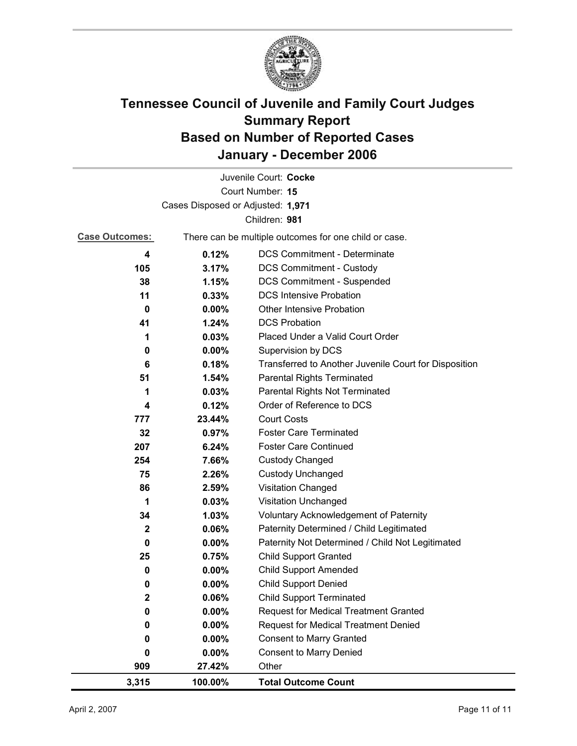# Tennessee Council of Juvenile and Family Court Judges
# Summary Report
# Based on Number of Reported Cases
# January - December 2006

Juvenile Court: **Cocke**

Court Number: **15**

Cases Disposed or Adjusted: **1,971**

Children: **981**

**Case Outcomes:** There can be multiple outcomes for one child or case.

| | | |
|---|---|---|
| 4 | 0.12% | DCS Commitment - Determinate |
| 105 | 3.17% | DCS Commitment - Custody |
| 38 | 1.15% | DCS Commitment - Suspended |
| 11 | 0.33% | DCS Intensive Probation |
| 0 | 0.00% | Other Intensive Probation |
| 41 | 1.24% | DCS Probation |
| 1 | 0.03% | Placed Under a Valid Court Order |
| 0 | 0.00% | Supervision by DCS |
| 6 | 0.18% | Transferred to Another Juvenile Court for Disposition |
| 51 | 1.54% | Parental Rights Terminated |
| 1 | 0.03% | Parental Rights Not Terminated |
| 4 | 0.12% | Order of Reference to DCS |
| 777 | 23.44% | Court Costs |
| 32 | 0.97% | Foster Care Terminated |
| 207 | 6.24% | Foster Care Continued |
| 254 | 7.66% | Custody Changed |
| 75 | 2.26% | Custody Unchanged |
| 86 | 2.59% | Visitation Changed |
| 1 | 0.03% | Visitation Unchanged |
| 34 | 1.03% | Voluntary Acknowledgement of Paternity |
| 2 | 0.06% | Paternity Determined / Child Legitimated |
| 0 | 0.00% | Paternity Not Determined / Child Not Legitimated |
| 25 | 0.75% | Child Support Granted |
| 0 | 0.00% | Child Support Amended |
| 0 | 0.00% | Child Support Denied |
| 2 | 0.06% | Child Support Terminated |
| 0 | 0.00% | Request for Medical Treatment Granted |
| 0 | 0.00% | Request for Medical Treatment Denied |
| 0 | 0.00% | Consent to Marry Granted |
| 0 | 0.00% | Consent to Marry Denied |
| 909 | 27.42% | Other |
| **3,315** | **100.00%** | **Total Outcome Count** |

April 2, 2007